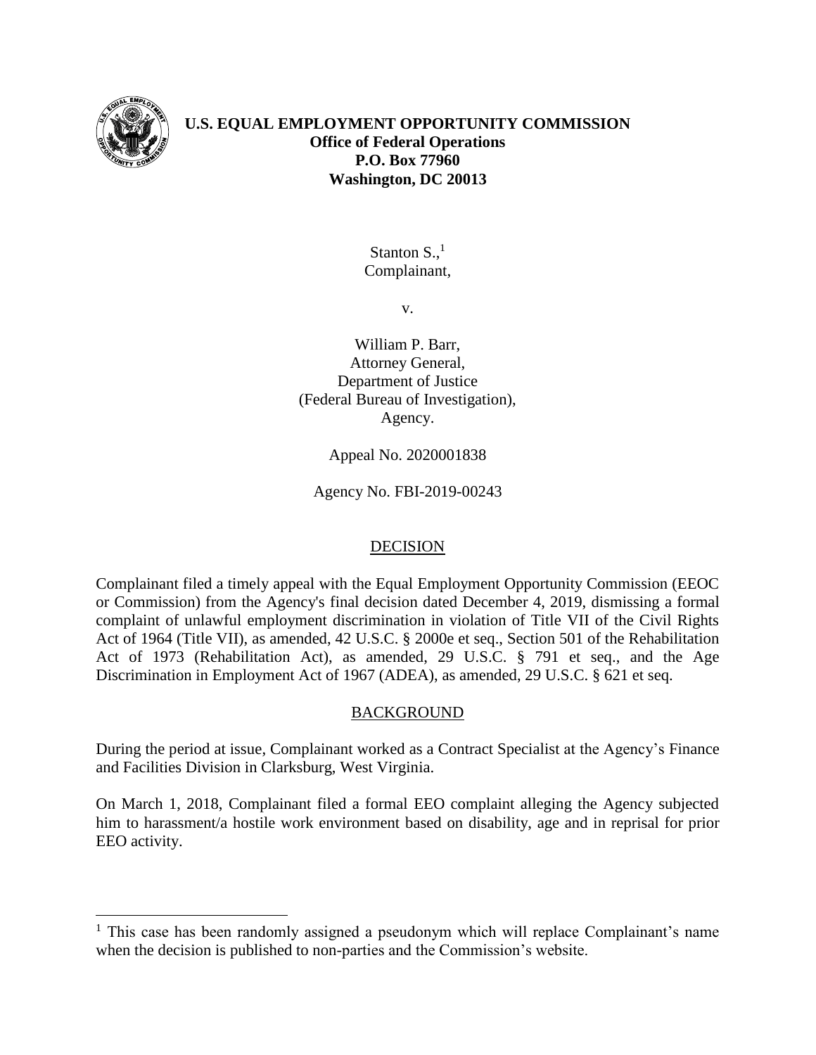**U.S. EQUAL EMPLOYMENT OPPORTUNITY COMMISSION**
**Office of Federal Operations**
**P.O. Box 77960**
**Washington, DC 20013**

Stanton S.,[1]
Complainant,

v.

William P. Barr,
Attorney General,
Department of Justice
(Federal Bureau of Investigation),
Agency.

Appeal No. 2020001838

Agency No. FBI-2019-00243

## DECISION

Complainant filed a timely appeal with the Equal Employment Opportunity Commission (EEOC or Commission) from the Agency's final decision dated December 4, 2019, dismissing a formal complaint of unlawful employment discrimination in violation of Title VII of the Civil Rights Act of 1964 (Title VII), as amended, 42 U.S.C. § 2000e et seq., Section 501 of the Rehabilitation Act of 1973 (Rehabilitation Act), as amended, 29 U.S.C. § 791 et seq., and the Age Discrimination in Employment Act of 1967 (ADEA), as amended, 29 U.S.C. § 621 et seq.

## BACKGROUND

During the period at issue, Complainant worked as a Contract Specialist at the Agency's Finance and Facilities Division in Clarksburg, West Virginia.

On March 1, 2018, Complainant filed a formal EEO complaint alleging the Agency subjected him to harassment/a hostile work environment based on disability, age and in reprisal for prior EEO activity.

[1] This case has been randomly assigned a pseudonym which will replace Complainant's name when the decision is published to non-parties and the Commission's website.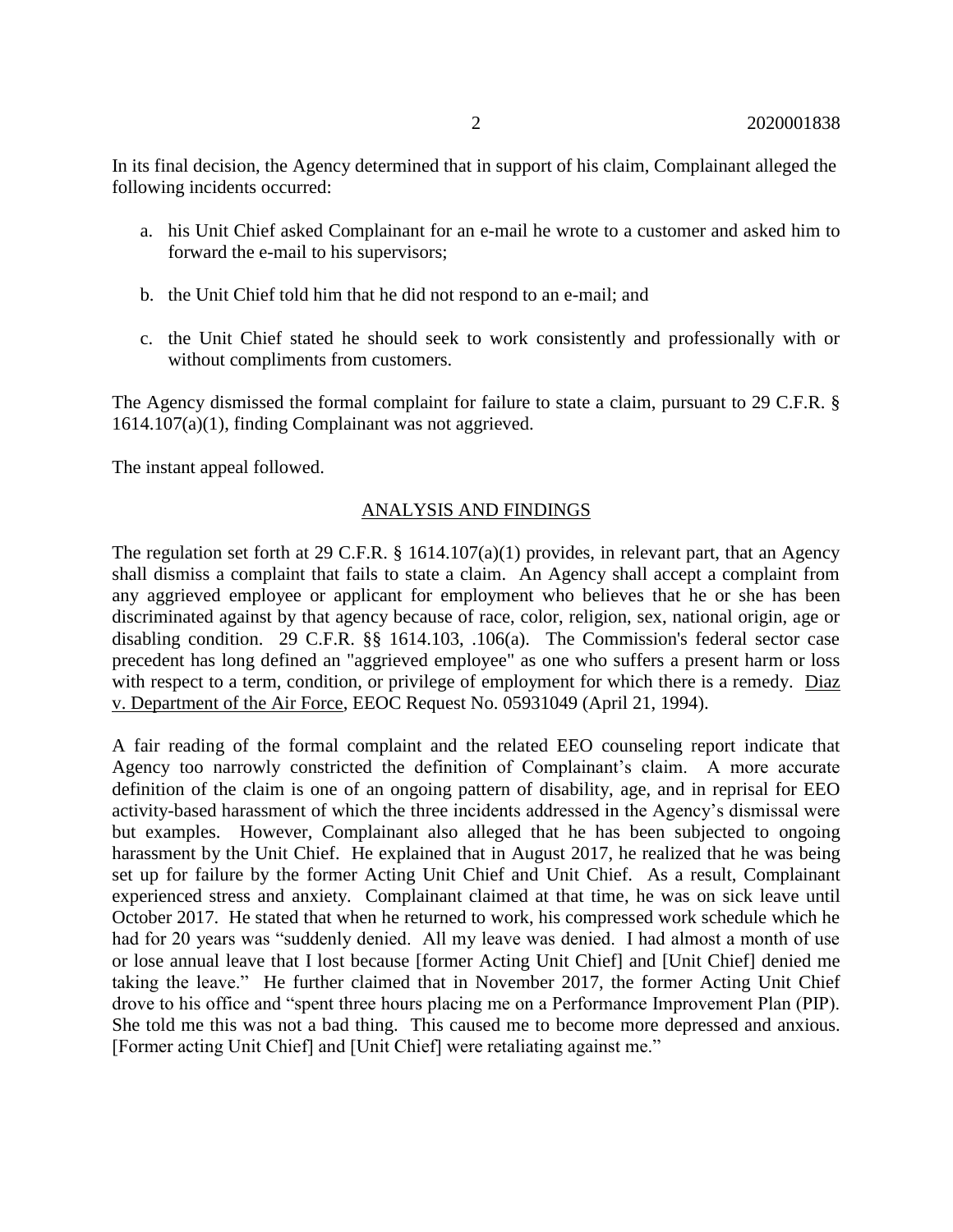In its final decision, the Agency determined that in support of his claim, Complainant alleged the following incidents occurred:

a. his Unit Chief asked Complainant for an e-mail he wrote to a customer and asked him to forward the e-mail to his supervisors;

b. the Unit Chief told him that he did not respond to an e-mail; and

c. the Unit Chief stated he should seek to work consistently and professionally with or without compliments from customers.

The Agency dismissed the formal complaint for failure to state a claim, pursuant to 29 C.F.R. § 1614.107(a)(1), finding Complainant was not aggrieved.

The instant appeal followed.

## ANALYSIS AND FINDINGS

The regulation set forth at 29 C.F.R. § 1614.107(a)(1) provides, in relevant part, that an Agency shall dismiss a complaint that fails to state a claim. An Agency shall accept a complaint from any aggrieved employee or applicant for employment who believes that he or she has been discriminated against by that agency because of race, color, religion, sex, national origin, age or disabling condition. 29 C.F.R. §§ 1614.103, .106(a). The Commission's federal sector case precedent has long defined an "aggrieved employee" as one who suffers a present harm or loss with respect to a term, condition, or privilege of employment for which there is a remedy. Diaz v. Department of the Air Force, EEOC Request No. 05931049 (April 21, 1994).

A fair reading of the formal complaint and the related EEO counseling report indicate that Agency too narrowly constricted the definition of Complainant's claim. A more accurate definition of the claim is one of an ongoing pattern of disability, age, and in reprisal for EEO activity-based harassment of which the three incidents addressed in the Agency's dismissal were but examples. However, Complainant also alleged that he has been subjected to ongoing harassment by the Unit Chief. He explained that in August 2017, he realized that he was being set up for failure by the former Acting Unit Chief and Unit Chief. As a result, Complainant experienced stress and anxiety. Complainant claimed at that time, he was on sick leave until October 2017. He stated that when he returned to work, his compressed work schedule which he had for 20 years was "suddenly denied. All my leave was denied. I had almost a month of use or lose annual leave that I lost because [former Acting Unit Chief] and [Unit Chief] denied me taking the leave." He further claimed that in November 2017, the former Acting Unit Chief drove to his office and "spent three hours placing me on a Performance Improvement Plan (PIP). She told me this was not a bad thing. This caused me to become more depressed and anxious. [Former acting Unit Chief] and [Unit Chief] were retaliating against me."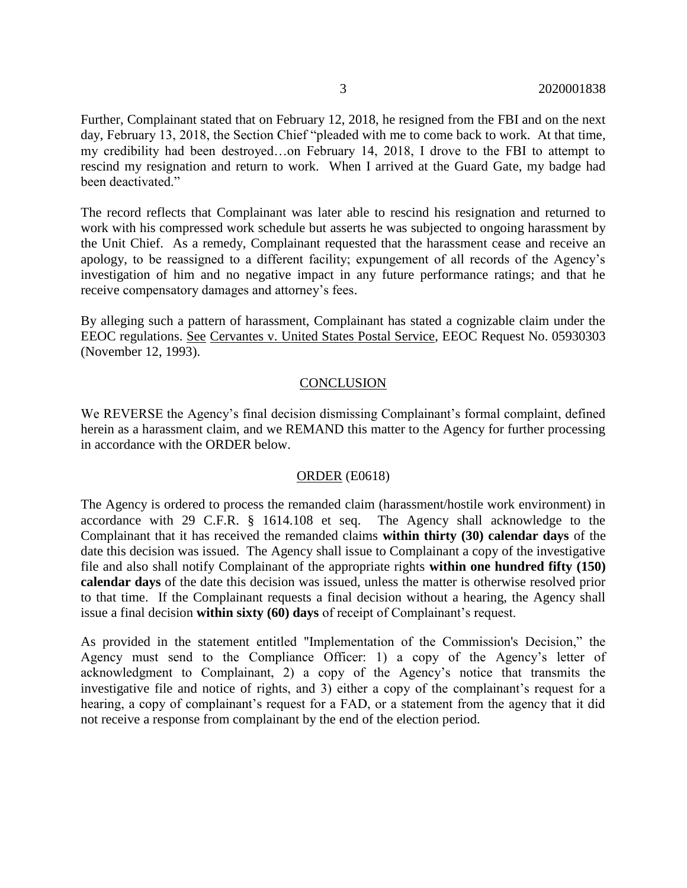Further, Complainant stated that on February 12, 2018, he resigned from the FBI and on the next day, February 13, 2018, the Section Chief "pleaded with me to come back to work. At that time, my credibility had been destroyed…on February 14, 2018, I drove to the FBI to attempt to rescind my resignation and return to work. When I arrived at the Guard Gate, my badge had been deactivated."

The record reflects that Complainant was later able to rescind his resignation and returned to work with his compressed work schedule but asserts he was subjected to ongoing harassment by the Unit Chief. As a remedy, Complainant requested that the harassment cease and receive an apology, to be reassigned to a different facility; expungement of all records of the Agency's investigation of him and no negative impact in any future performance ratings; and that he receive compensatory damages and attorney's fees.

By alleging such a pattern of harassment, Complainant has stated a cognizable claim under the EEOC regulations. See Cervantes v. United States Postal Service, EEOC Request No. 05930303 (November 12, 1993).

## CONCLUSION

We REVERSE the Agency's final decision dismissing Complainant's formal complaint, defined herein as a harassment claim, and we REMAND this matter to the Agency for further processing in accordance with the ORDER below.

## ORDER (E0618)

The Agency is ordered to process the remanded claim (harassment/hostile work environment) in accordance with 29 C.F.R. § 1614.108 et seq. The Agency shall acknowledge to the Complainant that it has received the remanded claims **within thirty (30) calendar days** of the date this decision was issued. The Agency shall issue to Complainant a copy of the investigative file and also shall notify Complainant of the appropriate rights **within one hundred fifty (150) calendar days** of the date this decision was issued, unless the matter is otherwise resolved prior to that time. If the Complainant requests a final decision without a hearing, the Agency shall issue a final decision **within sixty (60) days** of receipt of Complainant's request.

As provided in the statement entitled "Implementation of the Commission's Decision," the Agency must send to the Compliance Officer: 1) a copy of the Agency's letter of acknowledgment to Complainant, 2) a copy of the Agency's notice that transmits the investigative file and notice of rights, and 3) either a copy of the complainant's request for a hearing, a copy of complainant's request for a FAD, or a statement from the agency that it did not receive a response from complainant by the end of the election period.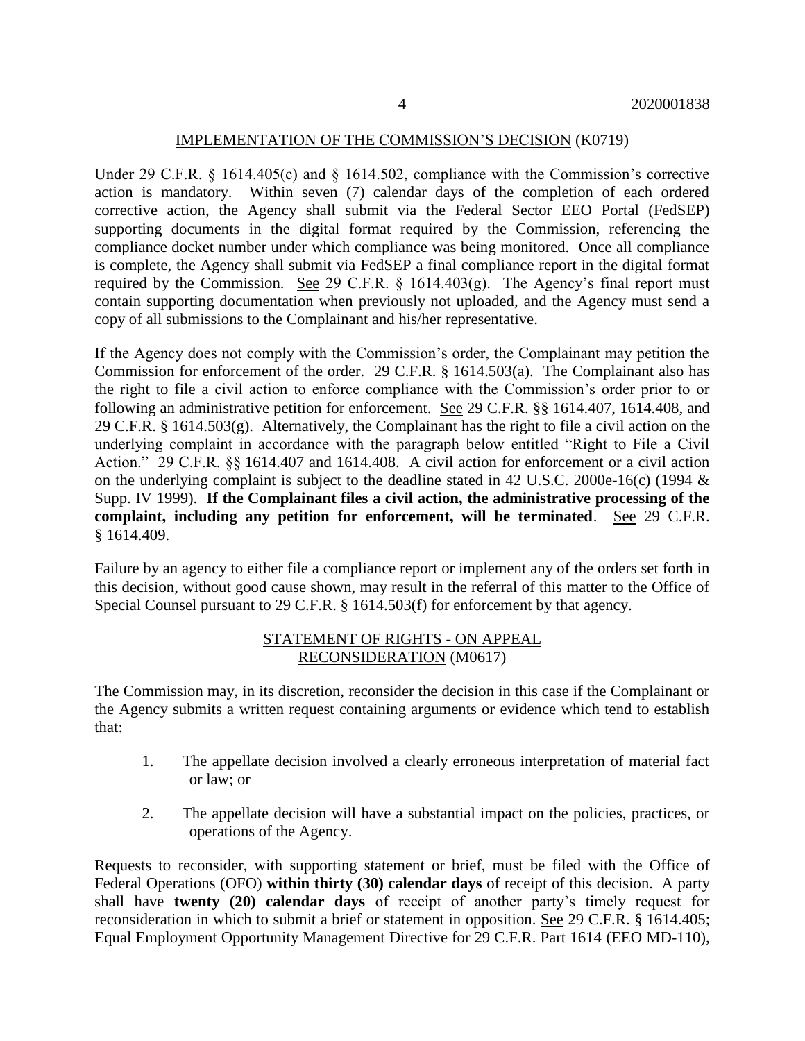## IMPLEMENTATION OF THE COMMISSION'S DECISION (K0719)

Under 29 C.F.R. § 1614.405(c) and § 1614.502, compliance with the Commission's corrective action is mandatory. Within seven (7) calendar days of the completion of each ordered corrective action, the Agency shall submit via the Federal Sector EEO Portal (FedSEP) supporting documents in the digital format required by the Commission, referencing the compliance docket number under which compliance was being monitored. Once all compliance is complete, the Agency shall submit via FedSEP a final compliance report in the digital format required by the Commission. See 29 C.F.R. § 1614.403(g). The Agency's final report must contain supporting documentation when previously not uploaded, and the Agency must send a copy of all submissions to the Complainant and his/her representative.

If the Agency does not comply with the Commission's order, the Complainant may petition the Commission for enforcement of the order. 29 C.F.R. § 1614.503(a). The Complainant also has the right to file a civil action to enforce compliance with the Commission's order prior to or following an administrative petition for enforcement. See 29 C.F.R. §§ 1614.407, 1614.408, and 29 C.F.R. § 1614.503(g). Alternatively, the Complainant has the right to file a civil action on the underlying complaint in accordance with the paragraph below entitled "Right to File a Civil Action." 29 C.F.R. §§ 1614.407 and 1614.408. A civil action for enforcement or a civil action on the underlying complaint is subject to the deadline stated in 42 U.S.C. 2000e-16(c) (1994 & Supp. IV 1999). **If the Complainant files a civil action, the administrative processing of the complaint, including any petition for enforcement, will be terminated**. See 29 C.F.R. § 1614.409.

Failure by an agency to either file a compliance report or implement any of the orders set forth in this decision, without good cause shown, may result in the referral of this matter to the Office of Special Counsel pursuant to 29 C.F.R. § 1614.503(f) for enforcement by that agency.

## STATEMENT OF RIGHTS - ON APPEAL RECONSIDERATION (M0617)

The Commission may, in its discretion, reconsider the decision in this case if the Complainant or the Agency submits a written request containing arguments or evidence which tend to establish that:

1. The appellate decision involved a clearly erroneous interpretation of material fact or law; or

2. The appellate decision will have a substantial impact on the policies, practices, or operations of the Agency.

Requests to reconsider, with supporting statement or brief, must be filed with the Office of Federal Operations (OFO) **within thirty (30) calendar days** of receipt of this decision. A party shall have **twenty (20) calendar days** of receipt of another party's timely request for reconsideration in which to submit a brief or statement in opposition. See 29 C.F.R. § 1614.405; Equal Employment Opportunity Management Directive for 29 C.F.R. Part 1614 (EEO MD-110),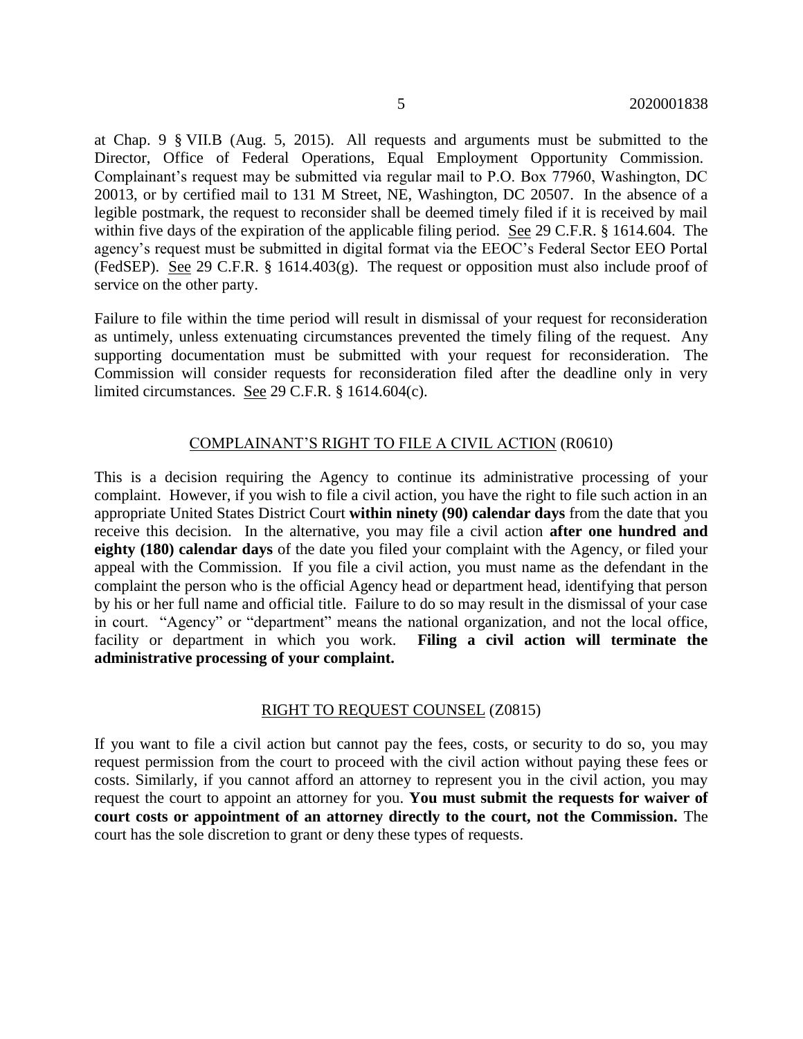at Chap. 9 § VII.B (Aug. 5, 2015). All requests and arguments must be submitted to the Director, Office of Federal Operations, Equal Employment Opportunity Commission. Complainant's request may be submitted via regular mail to P.O. Box 77960, Washington, DC 20013, or by certified mail to 131 M Street, NE, Washington, DC 20507. In the absence of a legible postmark, the request to reconsider shall be deemed timely filed if it is received by mail within five days of the expiration of the applicable filing period. See 29 C.F.R. § 1614.604. The agency's request must be submitted in digital format via the EEOC's Federal Sector EEO Portal (FedSEP). See 29 C.F.R. § 1614.403(g). The request or opposition must also include proof of service on the other party.

Failure to file within the time period will result in dismissal of your request for reconsideration as untimely, unless extenuating circumstances prevented the timely filing of the request. Any supporting documentation must be submitted with your request for reconsideration. The Commission will consider requests for reconsideration filed after the deadline only in very limited circumstances. See 29 C.F.R. § 1614.604(c).

## COMPLAINANT'S RIGHT TO FILE A CIVIL ACTION (R0610)

This is a decision requiring the Agency to continue its administrative processing of your complaint. However, if you wish to file a civil action, you have the right to file such action in an appropriate United States District Court **within ninety (90) calendar days** from the date that you receive this decision. In the alternative, you may file a civil action **after one hundred and eighty (180) calendar days** of the date you filed your complaint with the Agency, or filed your appeal with the Commission. If you file a civil action, you must name as the defendant in the complaint the person who is the official Agency head or department head, identifying that person by his or her full name and official title. Failure to do so may result in the dismissal of your case in court. "Agency" or "department" means the national organization, and not the local office, facility or department in which you work. **Filing a civil action will terminate the administrative processing of your complaint.**

## RIGHT TO REQUEST COUNSEL (Z0815)

If you want to file a civil action but cannot pay the fees, costs, or security to do so, you may request permission from the court to proceed with the civil action without paying these fees or costs. Similarly, if you cannot afford an attorney to represent you in the civil action, you may request the court to appoint an attorney for you. **You must submit the requests for waiver of court costs or appointment of an attorney directly to the court, not the Commission.** The court has the sole discretion to grant or deny these types of requests.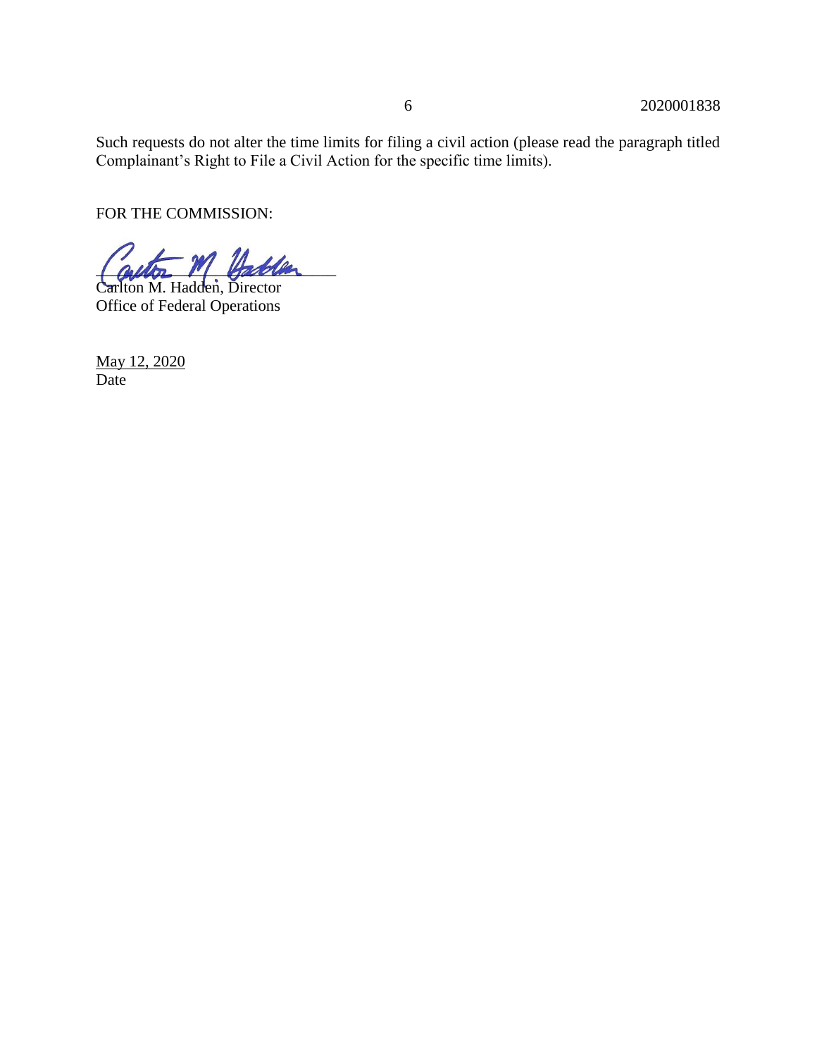Such requests do not alter the time limits for filing a civil action (please read the paragraph titled Complainant's Right to File a Civil Action for the specific time limits).

FOR THE COMMISSION:

Carlton M. Hadden, Director
Office of Federal Operations

May 12, 2020
Date